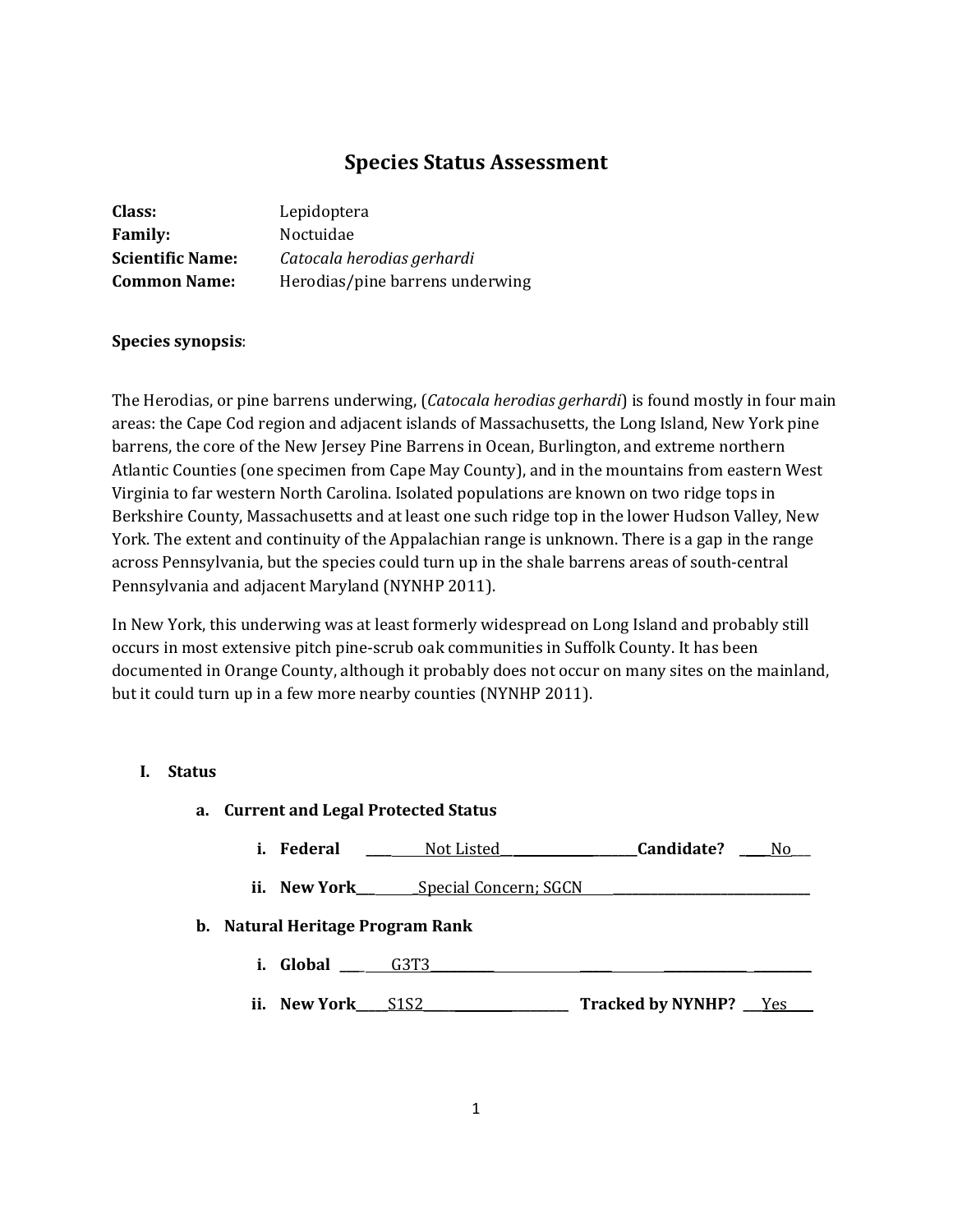# Species Status Assessment

**Class:** Lepidoptera
**Family:** Noctuidae
**Scientific Name:** *Catocala herodias gerhardi*
**Common Name:** Herodias/pine barrens underwing

**Species synopsis**:

The Herodias, or pine barrens underwing, (*Catocala herodias gerhardi*) is found mostly in four main areas: the Cape Cod region and adjacent islands of Massachusetts, the Long Island, New York pine barrens, the core of the New Jersey Pine Barrens in Ocean, Burlington, and extreme northern Atlantic Counties (one specimen from Cape May County), and in the mountains from eastern West Virginia to far western North Carolina. Isolated populations are known on two ridge tops in Berkshire County, Massachusetts and at least one such ridge top in the lower Hudson Valley, New York. The extent and continuity of the Appalachian range is unknown. There is a gap in the range across Pennsylvania, but the species could turn up in the shale barrens areas of south-central Pennsylvania and adjacent Maryland (NYNHP 2011).

In New York, this underwing was at least formerly widespread on Long Island and probably still occurs in most extensive pitch pine-scrub oak communities in Suffolk County. It has been documented in Orange County, although it probably does not occur on many sites on the mainland, but it could turn up in a few more nearby counties (NYNHP 2011).

## I. Status

### a. Current and Legal Protected Status

i. **Federal** \_\_\_\_Not Listed\_\_\_\_ **Candidate?** \_\_\_\_No\_\_\_

ii. **New York** \_\_\_\_Special Concern; SGCN\_\_\_\_

### b. Natural Heritage Program Rank

i. **Global** \_\_\_\_G3T3\_\_\_\_

ii. **New York** \_\_\_\_S1S2\_\_\_\_ **Tracked by NYNHP?** \_\_\_Yes\_\_\_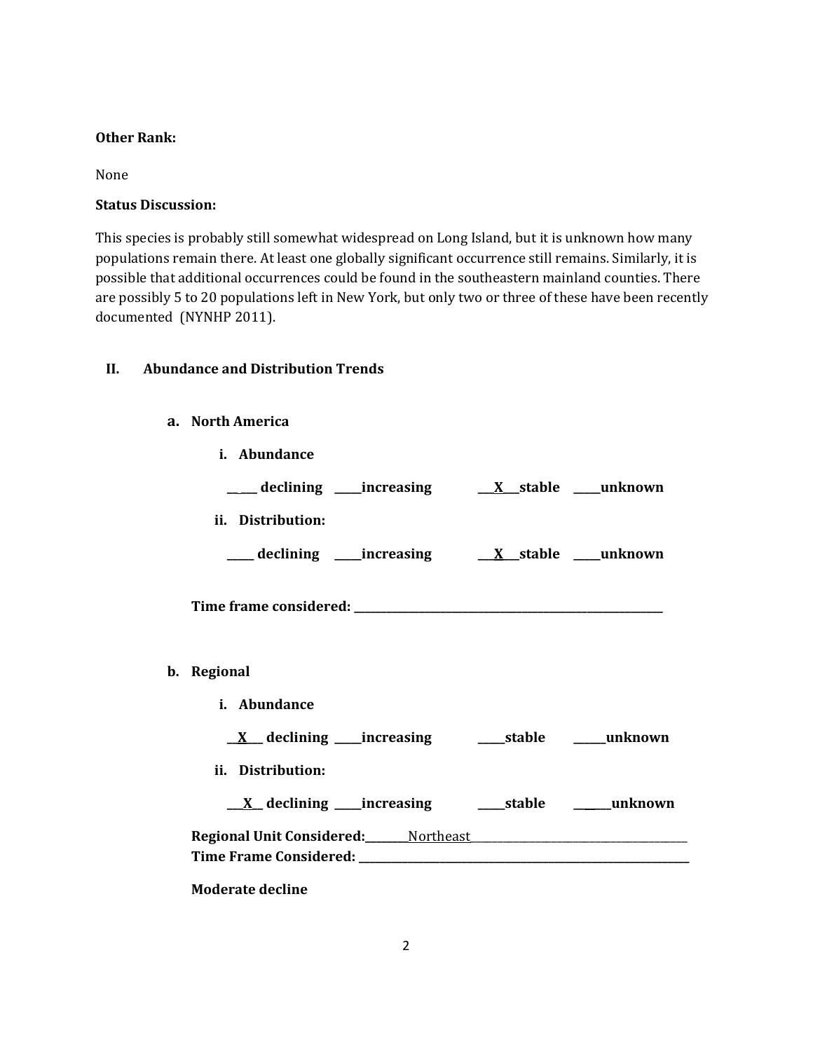**Other Rank:**

None

**Status Discussion:**

This species is probably still somewhat widespread on Long Island, but it is unknown how many populations remain there. At least one globally significant occurrence still remains. Similarly, it is possible that additional occurrences could be found in the southeastern mainland counties. There are possibly 5 to 20 populations left in New York, but only two or three of these have been recently documented (NYNHP 2011).

## II. Abundance and Distribution Trends

### a. North America

**i. Abundance**

**_____ declining _____increasing ___X___stable _____unknown**

**ii. Distribution:**

**_____ declining _____increasing ___X___stable _____unknown**

**Time frame considered: ___________________________________________**

### b. Regional

**i. Abundance**

**__X___ declining _____increasing _____stable ______unknown**

**ii. Distribution:**

**___X__ declining _____increasing _____stable _______unknown**

**Regional Unit Considered:**________Northeast________________________________

**Time Frame Considered: ___________________________________________**

**Moderate decline**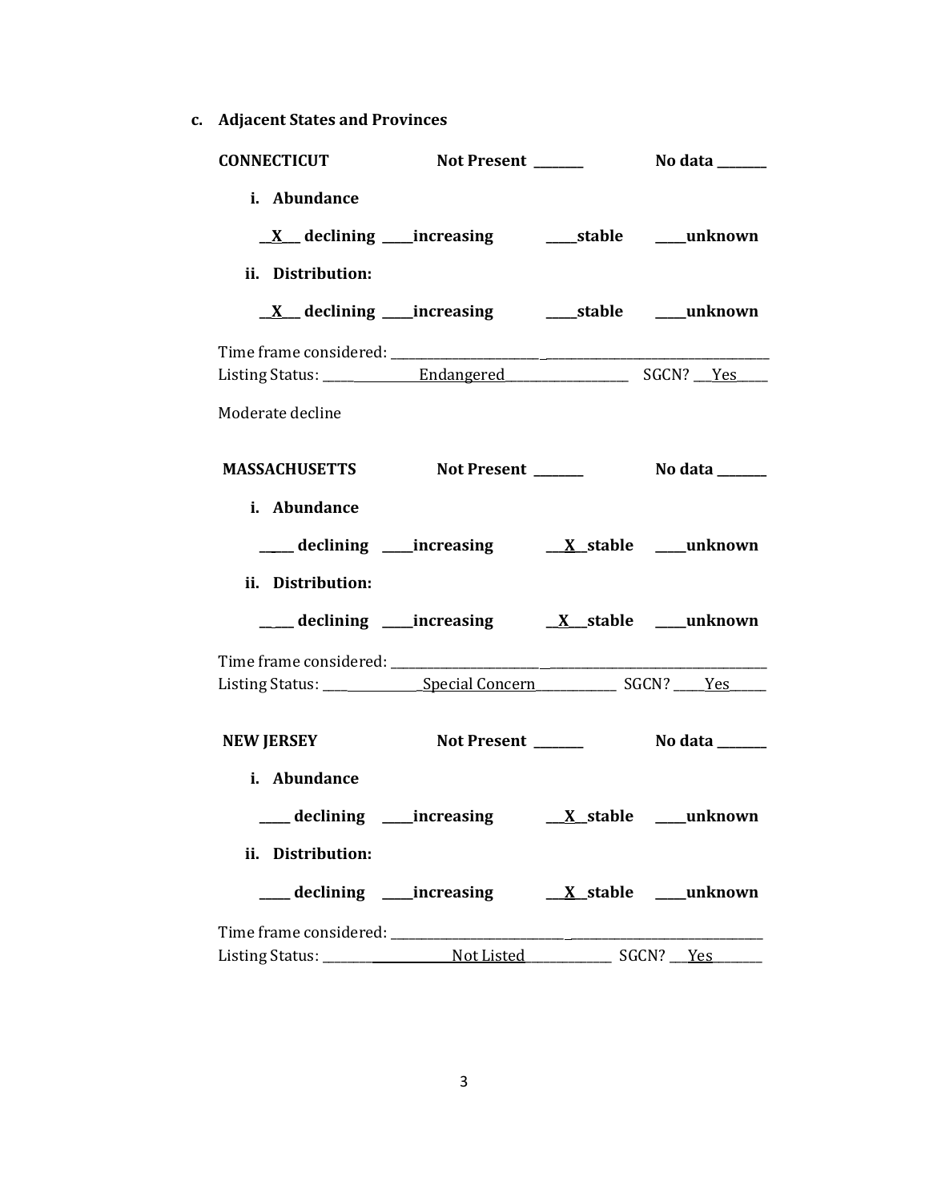**c. Adjacent States and Provinces**

**CONNECTICUT** **Not Present _______** **No data _______**

**i. Abundance**

**__X__ declining ____increasing ____stable ____unknown**

**ii. Distribution:**

**__X__ declining ____increasing ____stable ____unknown**

Time frame considered: ___________________________________________

Listing Status: ___Endangered___ SGCN? ___Yes____

Moderate decline

**MASSACHUSETTS** **Not Present _______** **No data _______**

**i. Abundance**

**_____ declining ____increasing __X__stable ____unknown**

**ii. Distribution:**

**_____ declining ____increasing __X__stable ____unknown**

Time frame considered: ___________________________________________

Listing Status: ___Special Concern___ SGCN? ____Yes_____

**NEW JERSEY** **Not Present _______** **No data _______**

**i. Abundance**

**____ declining ____increasing __X__stable ____unknown**

**ii. Distribution:**

**____ declining ____increasing __X__stable ____unknown**

Time frame considered: ___________________________________________

Listing Status: ___Not Listed___ SGCN? ___Yes_______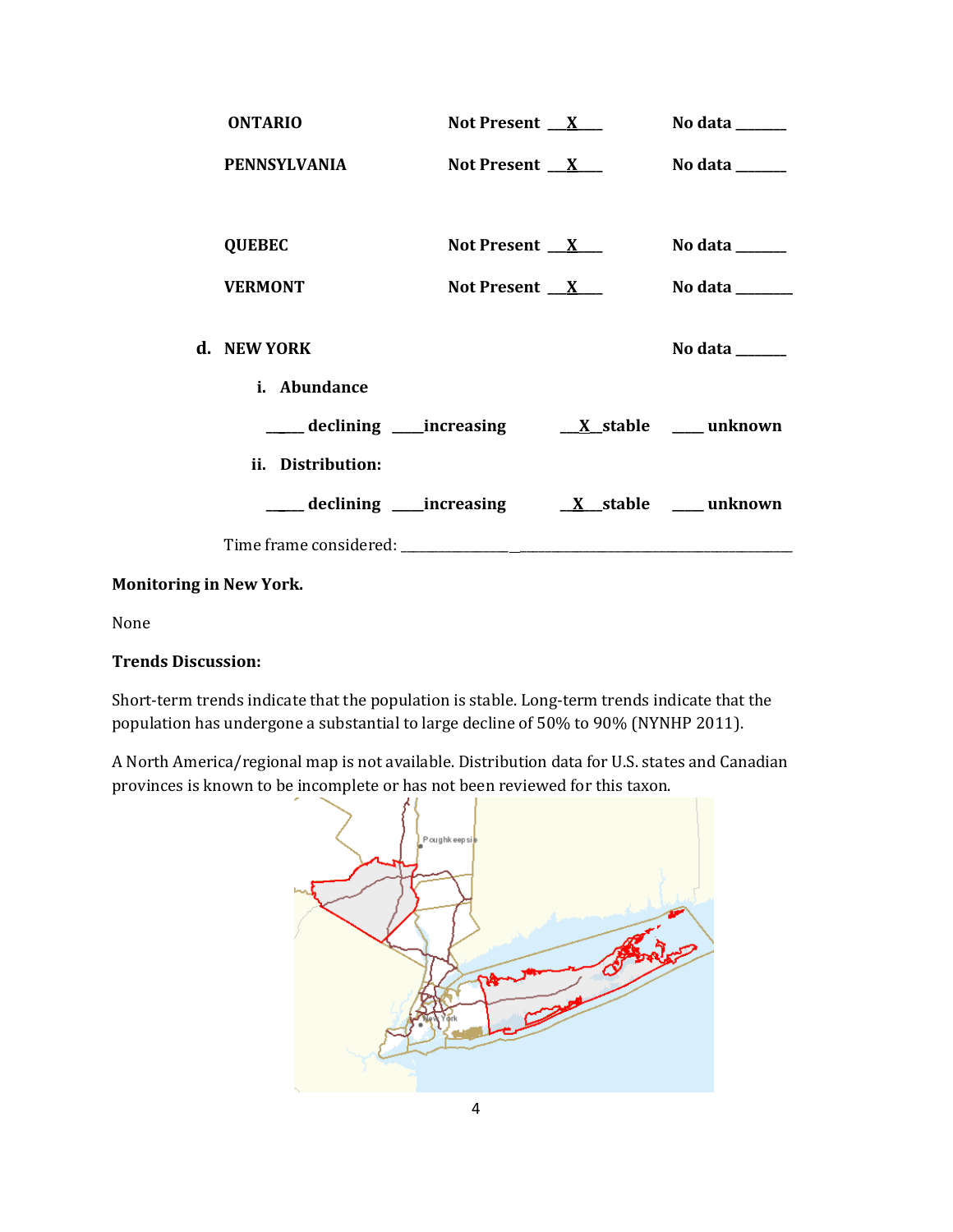**ONTARIO** Not Present __X__ No data _______

**PENNSYLVANIA** Not Present __X__ No data _______

**QUEBEC** Not Present __X__ No data _______

**VERMONT** Not Present __X__ No data _______

**d. NEW YORK** No data _______

**i. Abundance**

_____ **declining** ____**increasing** __X__**stable** ____ **unknown**

**ii. Distribution:**

_____ **declining** ____**increasing** __X__**stable** ____ **unknown**

Time frame considered: ________________________________________________________

**Monitoring in New York.**

None

**Trends Discussion:**

Short-term trends indicate that the population is stable. Long-term trends indicate that the population has undergone a substantial to large decline of 50% to 90% (NYNHP 2011).

A North America/regional map is not available. Distribution data for U.S. states and Canadian provinces is known to be incomplete or has not been reviewed for this taxon.

Poughkeepsie

New York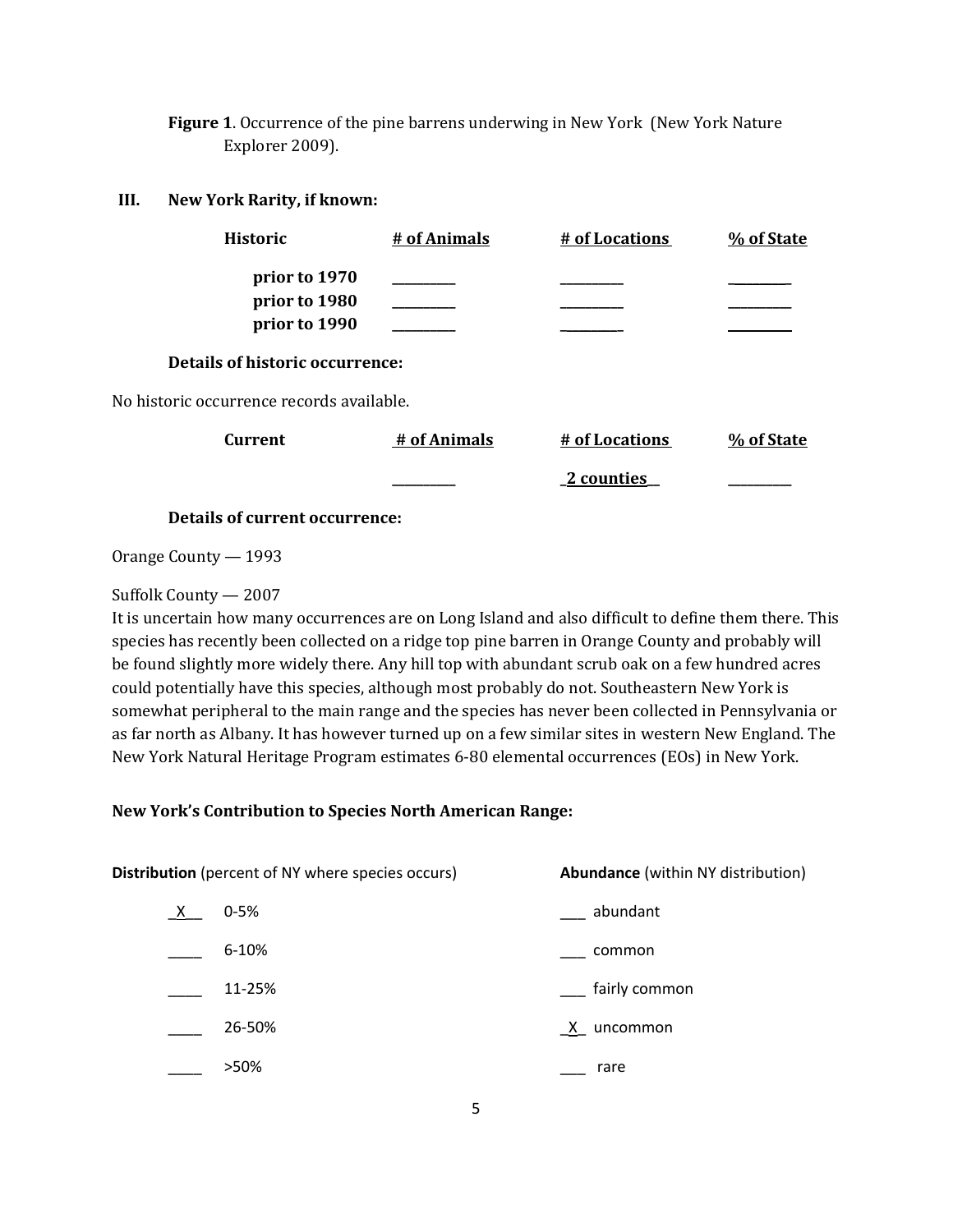**Figure 1**. Occurrence of the pine barrens underwing in New York (New York Nature Explorer 2009).

## III. New York Rarity, if known:

| Historic | # of Animals | # of Locations | % of State |
|---|---|---|---|
| prior to 1970 | ________ | ________ | ________ |
| prior to 1980 | ________ | ________ | ________ |
| prior to 1990 | ________ | ________ | ________ |

**Details of historic occurrence:**

No historic occurrence records available.

| Current | # of Animals | # of Locations | % of State |
|---|---|---|---|
| | ________ | _2 counties_ | ________ |

**Details of current occurrence:**

Orange County — 1993

Suffolk County — 2007

It is uncertain how many occurrences are on Long Island and also difficult to define them there. This species has recently been collected on a ridge top pine barren in Orange County and probably will be found slightly more widely there. Any hill top with abundant scrub oak on a few hundred acres could potentially have this species, although most probably do not. Southeastern New York is somewhat peripheral to the main range and the species has never been collected in Pennsylvania or as far north as Albany. It has however turned up on a few similar sites in western New England. The New York Natural Heritage Program estimates 6-80 elemental occurrences (EOs) in New York.

**New York's Contribution to Species North American Range:**

| **Distribution** (percent of NY where species occurs) | | **Abundance** (within NY distribution) | |
|---|---|---|---|
| _X__ | 0-5% | ___ | abundant |
| ____ | 6-10% | ___ | common |
| ____ | 11-25% | ___ | fairly common |
| ____ | 26-50% | _X_ | uncommon |
| ____ | >50% | ___ | rare |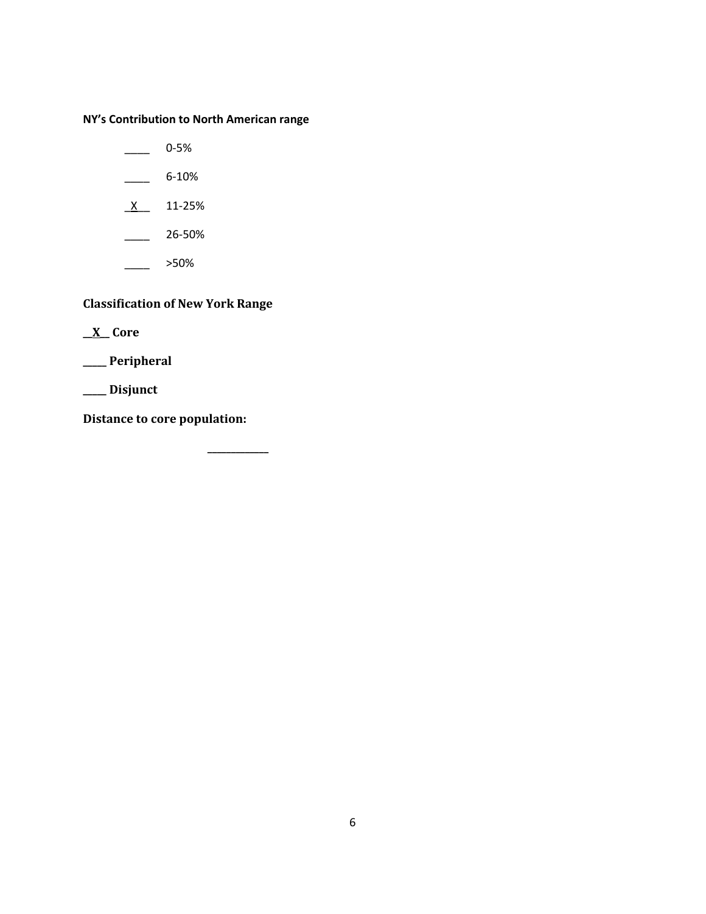**NY's Contribution to North American range**

____ 0-5%

____ 6-10%

_X__ 11-25%

____ 26-50%

____ >50%

**Classification of New York Range**

**__X__ Core**

**____ Peripheral**

**____ Disjunct**

**Distance to core population:**

**___________**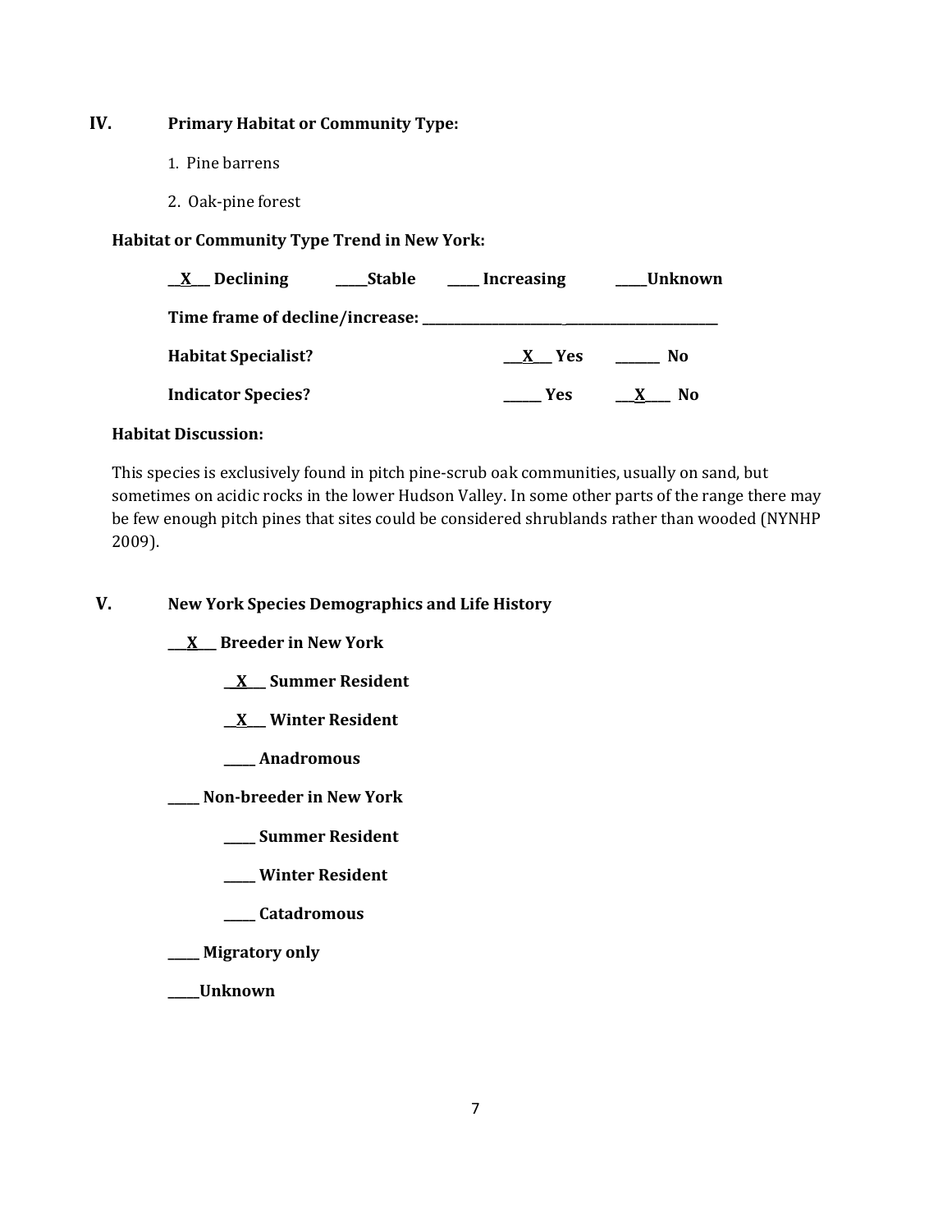## IV. Primary Habitat or Community Type:

1. Pine barrens
2. Oak-pine forest

**Habitat or Community Type Trend in New York:**

**__X__ Declining** &nbsp;&nbsp; **_____Stable** &nbsp;&nbsp; **_____ Increasing** &nbsp;&nbsp; **_____Unknown**

**Time frame of decline/increase: ______________________________________________**

**Habitat Specialist?** &nbsp;&nbsp; **__X__ Yes** &nbsp;&nbsp; **______ No**

**Indicator Species?** &nbsp;&nbsp; **______ Yes** &nbsp;&nbsp; **__X__ No**

**Habitat Discussion:**

This species is exclusively found in pitch pine-scrub oak communities, usually on sand, but sometimes on acidic rocks in the lower Hudson Valley. In some other parts of the range there may be few enough pitch pines that sites could be considered shrublands rather than wooded (NYNHP 2009).

## V. New York Species Demographics and Life History

**__X__ Breeder in New York**

- **__X__ Summer Resident**
- **__X__ Winter Resident**
- **_____ Anadromous**

**_____ Non-breeder in New York**

- **_____ Summer Resident**
- **_____ Winter Resident**
- **_____ Catadromous**

**_____ Migratory only**

**_____Unknown**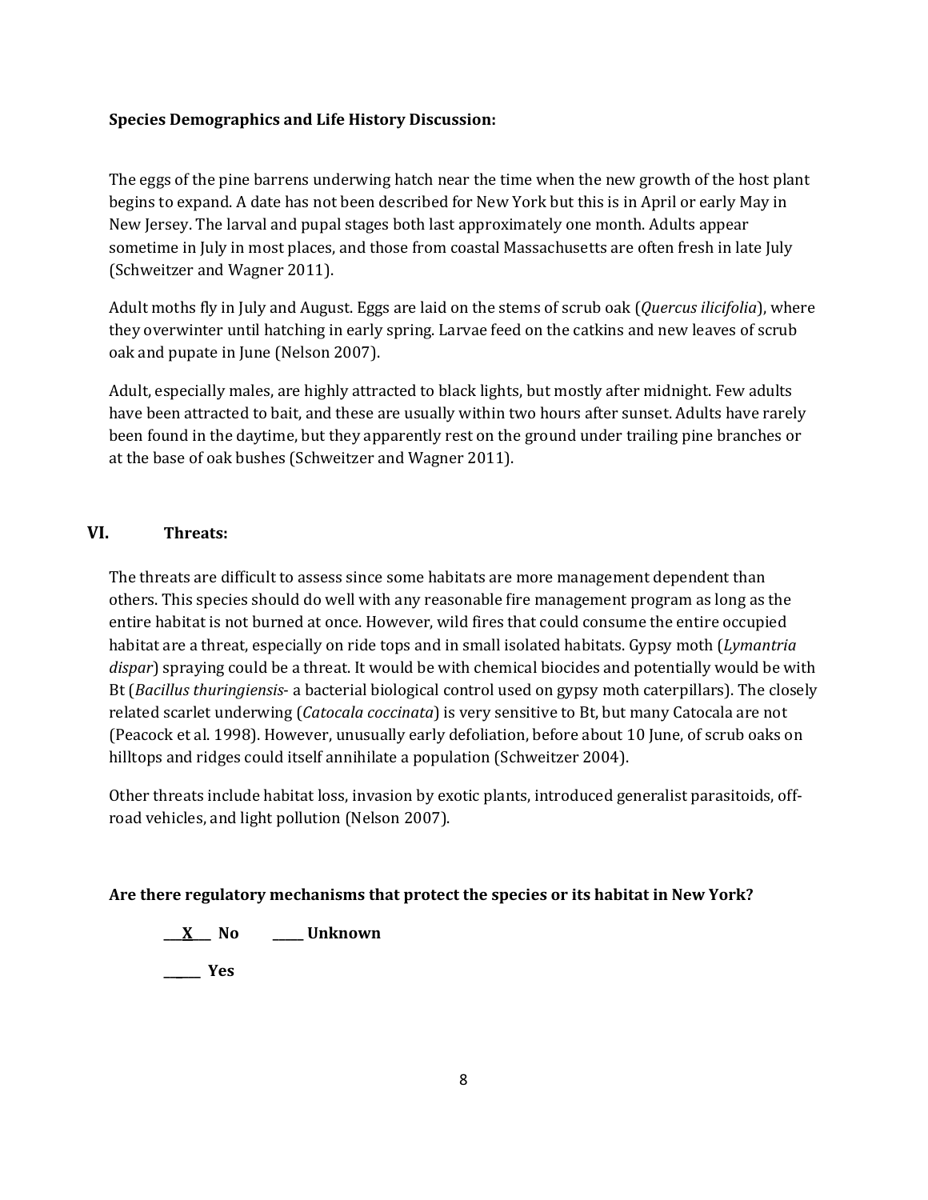**Species Demographics and Life History Discussion:**

The eggs of the pine barrens underwing hatch near the time when the new growth of the host plant begins to expand. A date has not been described for New York but this is in April or early May in New Jersey. The larval and pupal stages both last approximately one month. Adults appear sometime in July in most places, and those from coastal Massachusetts are often fresh in late July (Schweitzer and Wagner 2011).

Adult moths fly in July and August. Eggs are laid on the stems of scrub oak (*Quercus ilicifolia*), where they overwinter until hatching in early spring. Larvae feed on the catkins and new leaves of scrub oak and pupate in June (Nelson 2007).

Adult, especially males, are highly attracted to black lights, but mostly after midnight. Few adults have been attracted to bait, and these are usually within two hours after sunset. Adults have rarely been found in the daytime, but they apparently rest on the ground under trailing pine branches or at the base of oak bushes (Schweitzer and Wagner 2011).

## VI. Threats:

The threats are difficult to assess since some habitats are more management dependent than others. This species should do well with any reasonable fire management program as long as the entire habitat is not burned at once. However, wild fires that could consume the entire occupied habitat are a threat, especially on ride tops and in small isolated habitats. Gypsy moth (*Lymantria dispar*) spraying could be a threat. It would be with chemical biocides and potentially would be with Bt (*Bacillus thuringiensis*- a bacterial biological control used on gypsy moth caterpillars). The closely related scarlet underwing (*Catocala coccinata*) is very sensitive to Bt, but many Catocala are not (Peacock et al. 1998). However, unusually early defoliation, before about 10 June, of scrub oaks on hilltops and ridges could itself annihilate a population (Schweitzer 2004).

Other threats include habitat loss, invasion by exotic plants, introduced generalist parasitoids, off-road vehicles, and light pollution (Nelson 2007).

**Are there regulatory mechanisms that protect the species or its habitat in New York?**

**\_\_\_X\_\_\_ No        \_\_\_\_\_ Unknown**

**\_\_\_\_\_ Yes**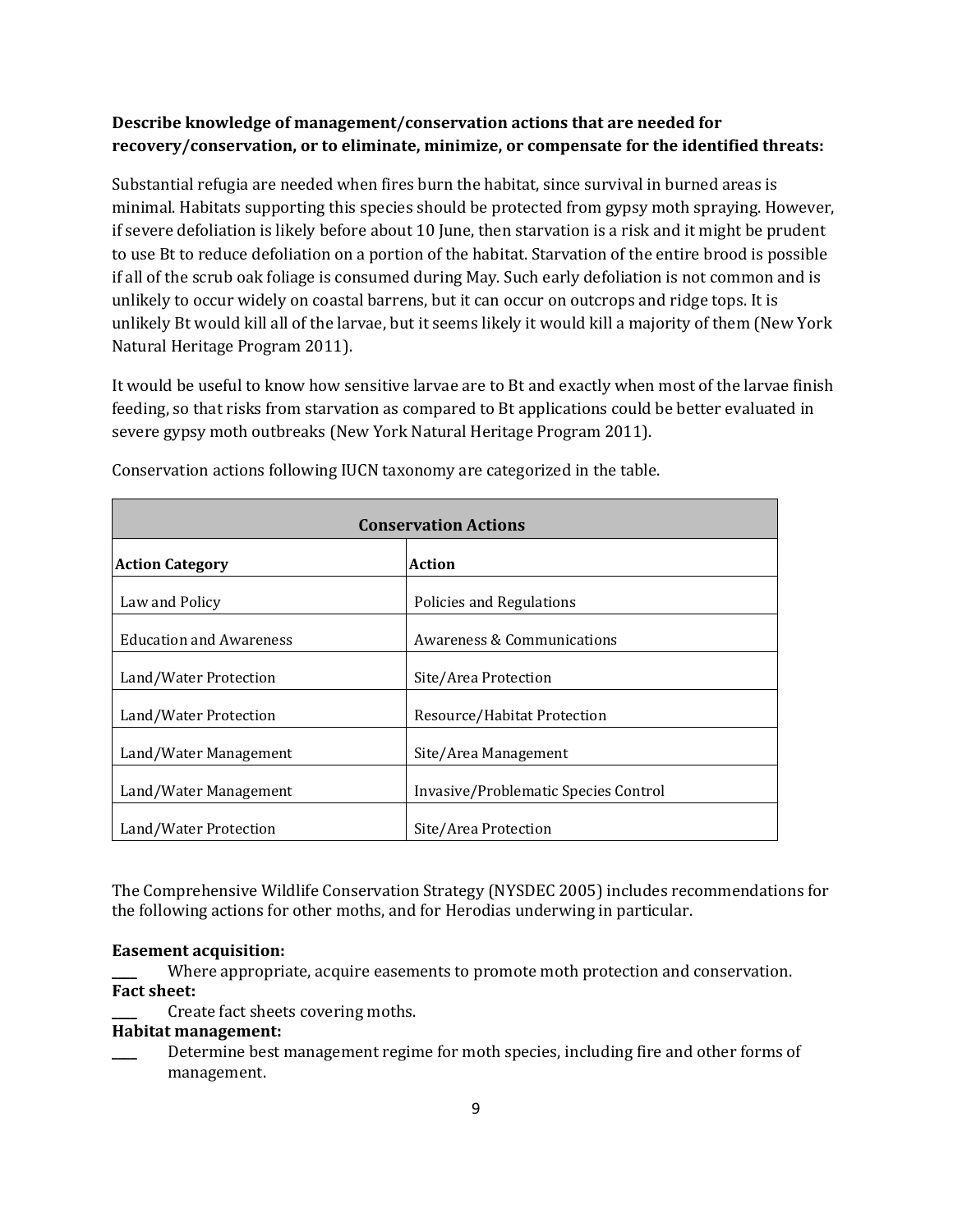**Describe knowledge of management/conservation actions that are needed for recovery/conservation, or to eliminate, minimize, or compensate for the identified threats:**

Substantial refugia are needed when fires burn the habitat, since survival in burned areas is minimal. Habitats supporting this species should be protected from gypsy moth spraying. However, if severe defoliation is likely before about 10 June, then starvation is a risk and it might be prudent to use Bt to reduce defoliation on a portion of the habitat. Starvation of the entire brood is possible if all of the scrub oak foliage is consumed during May. Such early defoliation is not common and is unlikely to occur widely on coastal barrens, but it can occur on outcrops and ridge tops. It is unlikely Bt would kill all of the larvae, but it seems likely it would kill a majority of them (New York Natural Heritage Program 2011).

It would be useful to know how sensitive larvae are to Bt and exactly when most of the larvae finish feeding, so that risks from starvation as compared to Bt applications could be better evaluated in severe gypsy moth outbreaks (New York Natural Heritage Program 2011).

Conservation actions following IUCN taxonomy are categorized in the table.

| **Conservation Actions** | |
|---|---|
| **Action Category** | **Action** |
| Law and Policy | Policies and Regulations |
| Education and Awareness | Awareness & Communications |
| Land/Water Protection | Site/Area Protection |
| Land/Water Protection | Resource/Habitat Protection |
| Land/Water Management | Site/Area Management |
| Land/Water Management | Invasive/Problematic Species Control |
| Land/Water Protection | Site/Area Protection |

The Comprehensive Wildlife Conservation Strategy (NYSDEC 2005) includes recommendations for the following actions for other moths, and for Herodias underwing in particular.

**Easement acquisition:**

____ Where appropriate, acquire easements to promote moth protection and conservation.

**Fact sheet:**

____ Create fact sheets covering moths.

**Habitat management:**

____ Determine best management regime for moth species, including fire and other forms of management.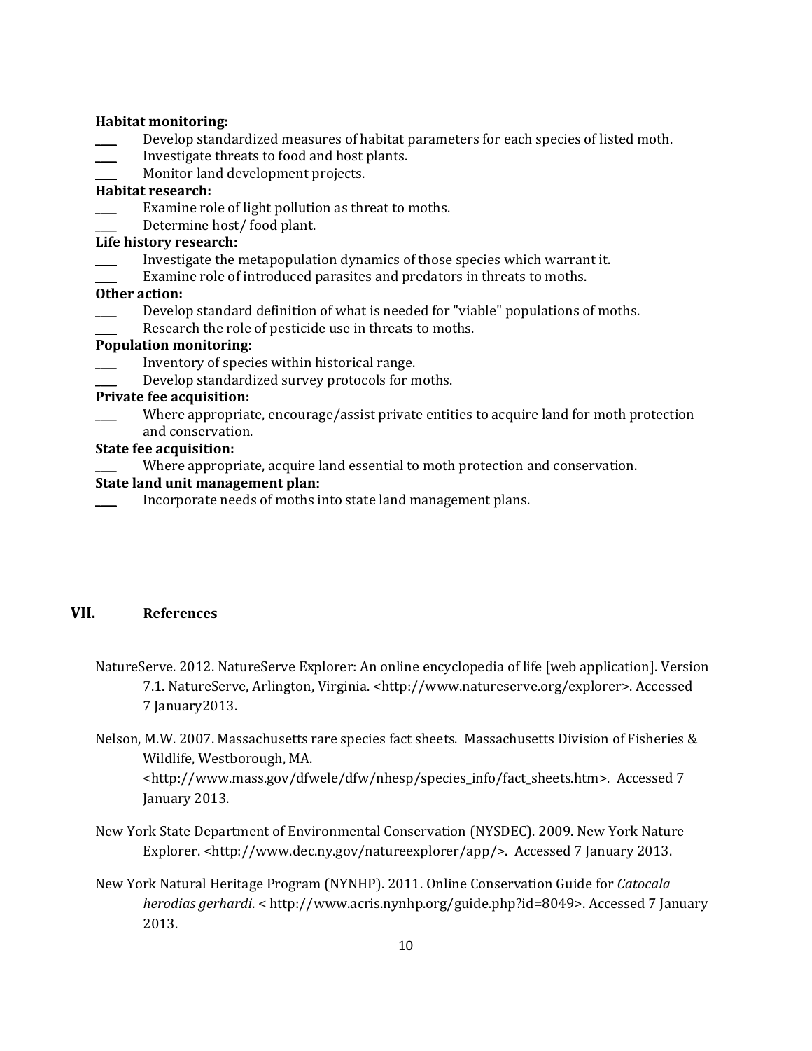**Habitat monitoring:**

____ Develop standardized measures of habitat parameters for each species of listed moth.
____ Investigate threats to food and host plants.
____ Monitor land development projects.

**Habitat research:**

____ Examine role of light pollution as threat to moths.
____ Determine host/ food plant.

**Life history research:**

____ Investigate the metapopulation dynamics of those species which warrant it.
____ Examine role of introduced parasites and predators in threats to moths.

**Other action:**

____ Develop standard definition of what is needed for "viable" populations of moths.
____ Research the role of pesticide use in threats to moths.

**Population monitoring:**

____ Inventory of species within historical range.
____ Develop standardized survey protocols for moths.

**Private fee acquisition:**

____ Where appropriate, encourage/assist private entities to acquire land for moth protection and conservation.

**State fee acquisition:**

____ Where appropriate, acquire land essential to moth protection and conservation.

**State land unit management plan:**

____ Incorporate needs of moths into state land management plans.

## VII. References

NatureServe. 2012. NatureServe Explorer: An online encyclopedia of life [web application]. Version 7.1. NatureServe, Arlington, Virginia. <http://www.natureserve.org/explorer>. Accessed 7 January2013.

Nelson, M.W. 2007. Massachusetts rare species fact sheets. Massachusetts Division of Fisheries & Wildlife, Westborough, MA. <http://www.mass.gov/dfwele/dfw/nhesp/species_info/fact_sheets.htm>. Accessed 7 January 2013.

New York State Department of Environmental Conservation (NYSDEC). 2009. New York Nature Explorer. <http://www.dec.ny.gov/natureexplorer/app/>. Accessed 7 January 2013.

New York Natural Heritage Program (NYNHP). 2011. Online Conservation Guide for *Catocala herodias gerhardi*. < http://www.acris.nynhp.org/guide.php?id=8049>. Accessed 7 January 2013.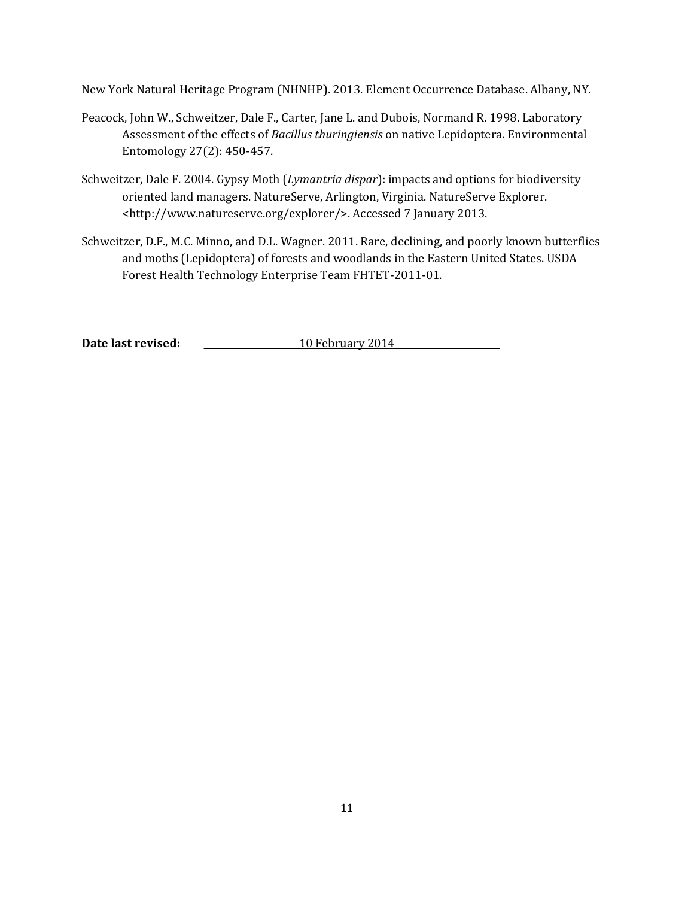New York Natural Heritage Program (NHNHP). 2013. Element Occurrence Database. Albany, NY.

Peacock, John W., Schweitzer, Dale F., Carter, Jane L. and Dubois, Normand R. 1998. Laboratory Assessment of the effects of *Bacillus thuringiensis* on native Lepidoptera. Environmental Entomology 27(2): 450-457.

Schweitzer, Dale F. 2004. Gypsy Moth (*Lymantria dispar*): impacts and options for biodiversity oriented land managers. NatureServe, Arlington, Virginia. NatureServe Explorer. <http://www.natureserve.org/explorer/>. Accessed 7 January 2013.

Schweitzer, D.F., M.C. Minno, and D.L. Wagner. 2011. Rare, declining, and poorly known butterflies and moths (Lepidoptera) of forests and woodlands in the Eastern United States. USDA Forest Health Technology Enterprise Team FHTET-2011-01.

**Date last revised:** 10 February 2014